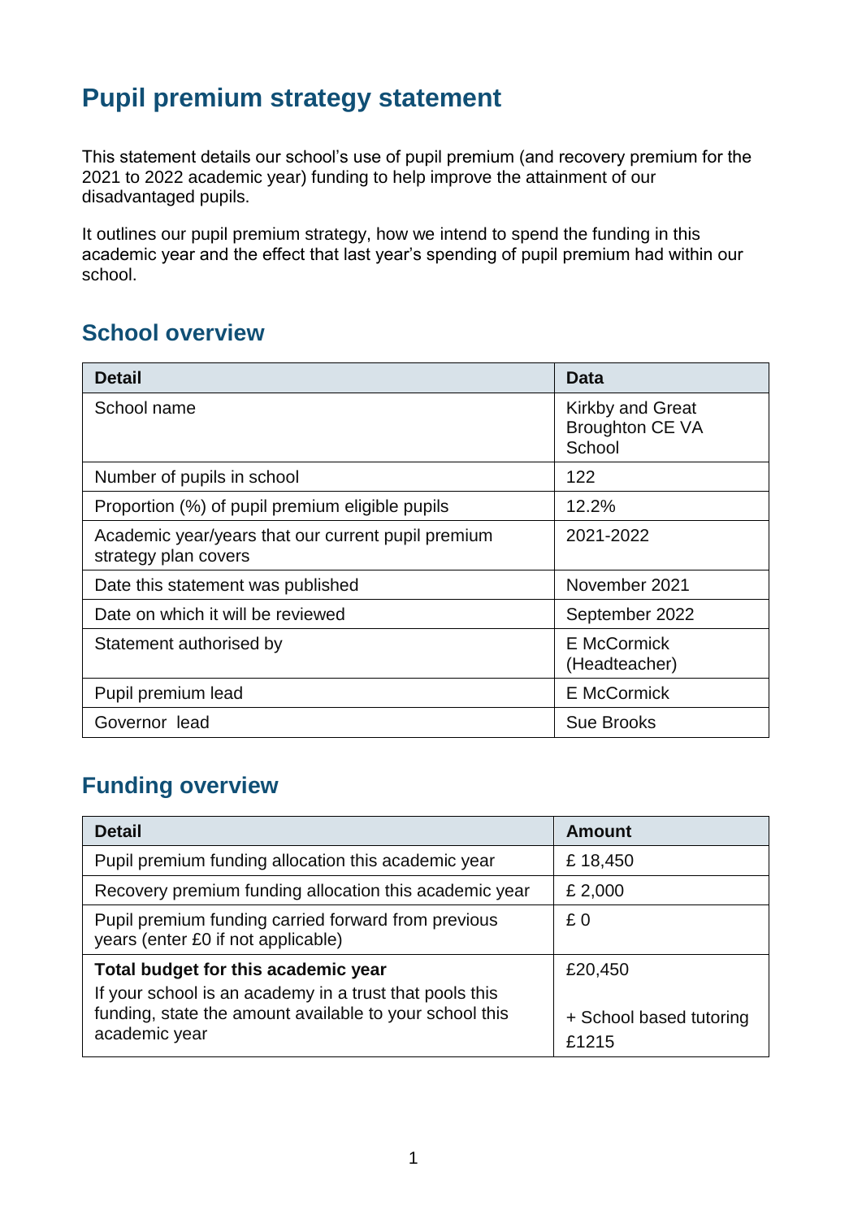# Pupil premium strategy statement

This statement details our school's use of pupil premium (and recovery premium for the 2021 to 2022 academic year) funding to help improve the attainment of our disadvantaged pupils.

It outlines our pupil premium strategy, how we intend to spend the funding in this academic year and the effect that last year's spending of pupil premium had within our school.

## School overview

| Detail | Data |
|---|---|
| School name | Kirkby and Great Broughton CE VA School |
| Number of pupils in school | 122 |
| Proportion (%) of pupil premium eligible pupils | 12.2% |
| Academic year/years that our current pupil premium strategy plan covers | 2021-2022 |
| Date this statement was published | November 2021 |
| Date on which it will be reviewed | September 2022 |
| Statement authorised by | E McCormick (Headteacher) |
| Pupil premium lead | E McCormick |
| Governor lead | Sue Brooks |

## Funding overview

| Detail | Amount |
|---|---|
| Pupil premium funding allocation this academic year | £ 18,450 |
| Recovery premium funding allocation this academic year | £ 2,000 |
| Pupil premium funding carried forward from previous years (enter £0 if not applicable) | £ 0 |
| **Total budget for this academic year**<br>If your school is an academy in a trust that pools this funding, state the amount available to your school this academic year | £20,450<br><br>+ School based tutoring £1215 |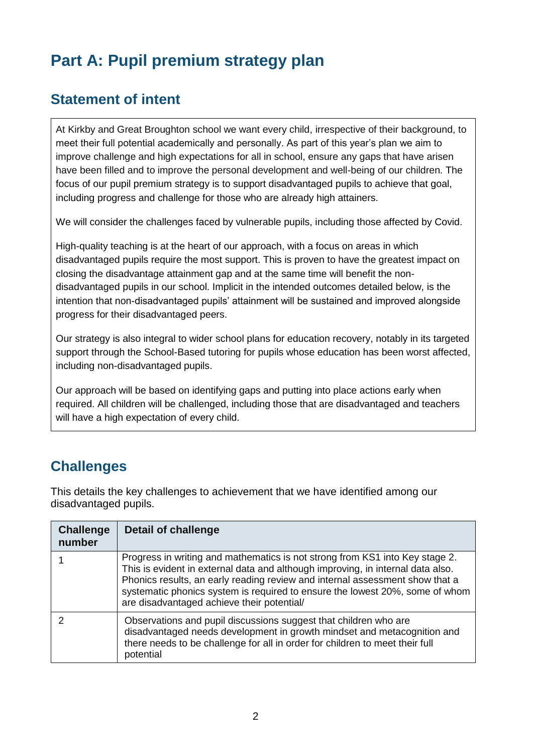# Part A: Pupil premium strategy plan

## Statement of intent

At Kirkby and Great Broughton school we want every child, irrespective of their background, to meet their full potential academically and personally. As part of this year's plan we aim to improve challenge and high expectations for all in school, ensure any gaps that have arisen have been filled and to improve the personal development and well-being of our children. The focus of our pupil premium strategy is to support disadvantaged pupils to achieve that goal, including progress and challenge for those who are already high attainers.

We will consider the challenges faced by vulnerable pupils, including those affected by Covid.

High-quality teaching is at the heart of our approach, with a focus on areas in which disadvantaged pupils require the most support. This is proven to have the greatest impact on closing the disadvantage attainment gap and at the same time will benefit the non-disadvantaged pupils in our school. Implicit in the intended outcomes detailed below, is the intention that non-disadvantaged pupils' attainment will be sustained and improved alongside progress for their disadvantaged peers.

Our strategy is also integral to wider school plans for education recovery, notably in its targeted support through the School-Based tutoring for pupils whose education has been worst affected, including non-disadvantaged pupils.

Our approach will be based on identifying gaps and putting into place actions early when required. All children will be challenged, including those that are disadvantaged and teachers will have a high expectation of every child.

## Challenges

This details the key challenges to achievement that we have identified among our disadvantaged pupils.

| Challenge number | Detail of challenge |
|---|---|
| 1 | Progress in writing and mathematics is not strong from KS1 into Key stage 2. This is evident in external data and although improving, in internal data also. Phonics results, an early reading review and internal assessment show that a systematic phonics system is required to ensure the lowest 20%, some of whom are disadvantaged achieve their potential/ |
| 2 | Observations and pupil discussions suggest that children who are disadvantaged needs development in growth mindset and metacognition and there needs to be challenge for all in order for children to meet their full potential |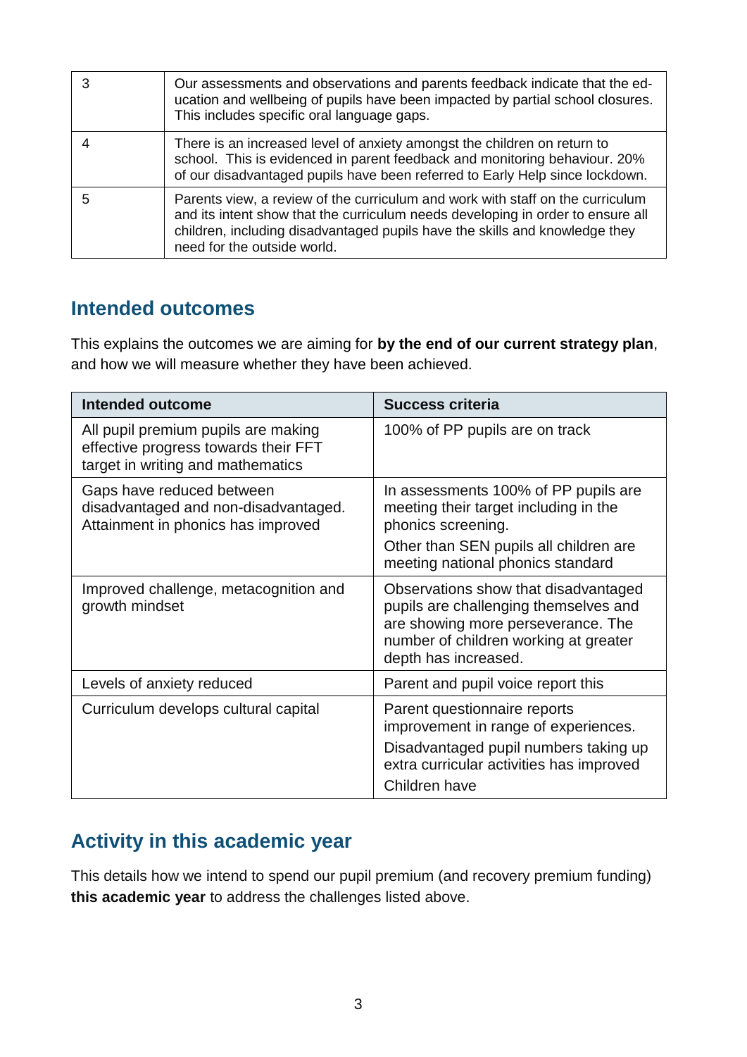| | |
|---|---|
| 3 | Our assessments and observations and parents feedback indicate that the education and wellbeing of pupils have been impacted by partial school closures. This includes specific oral language gaps. |
| 4 | There is an increased level of anxiety amongst the children on return to school. This is evidenced in parent feedback and monitoring behaviour. 20% of our disadvantaged pupils have been referred to Early Help since lockdown. |
| 5 | Parents view, a review of the curriculum and work with staff on the curriculum and its intent show that the curriculum needs developing in order to ensure all children, including disadvantaged pupils have the skills and knowledge they need for the outside world. |

## Intended outcomes

This explains the outcomes we are aiming for **by the end of our current strategy plan**, and how we will measure whether they have been achieved.

| Intended outcome | Success criteria |
|---|---|
| All pupil premium pupils are making effective progress towards their FFT target in writing and mathematics | 100% of PP pupils are on track |
| Gaps have reduced between disadvantaged and non-disadvantaged. Attainment in phonics has improved | In assessments 100% of PP pupils are meeting their target including in the phonics screening.<br>Other than SEN pupils all children are meeting national phonics standard |
| Improved challenge, metacognition and growth mindset | Observations show that disadvantaged pupils are challenging themselves and are showing more perseverance. The number of children working at greater depth has increased. |
| Levels of anxiety reduced | Parent and pupil voice report this |
| Curriculum develops cultural capital | Parent questionnaire reports improvement in range of experiences.<br>Disadvantaged pupil numbers taking up extra curricular activities has improved<br>Children have |

## Activity in this academic year

This details how we intend to spend our pupil premium (and recovery premium funding) **this academic year** to address the challenges listed above.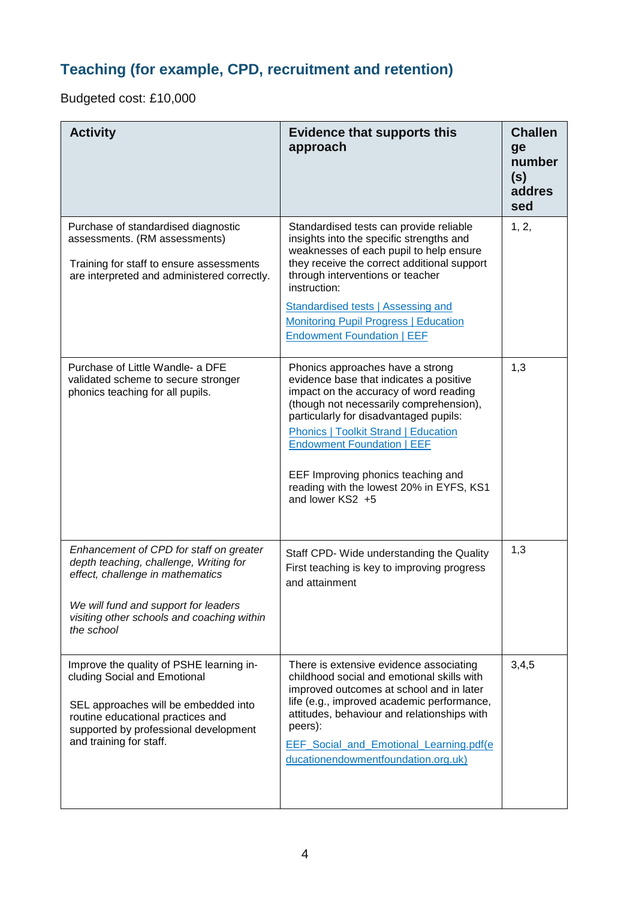## Teaching (for example, CPD, recruitment and retention)

Budgeted cost: £10,000

| Activity | Evidence that supports this approach | Challenge number(s) addressed |
|---|---|---|
| Purchase of standardised diagnostic assessments. (RM assessments)<br><br>Training for staff to ensure assessments are interpreted and administered correctly. | Standardised tests can provide reliable insights into the specific strengths and weaknesses of each pupil to help ensure they receive the correct additional support through interventions or teacher instruction:<br><br>Standardised tests \| Assessing and Monitoring Pupil Progress \| Education Endowment Foundation \| EEF | 1, 2, |
| Purchase of Little Wandle- a DFE validated scheme to secure stronger phonics teaching for all pupils. | Phonics approaches have a strong evidence base that indicates a positive impact on the accuracy of word reading (though not necessarily comprehension), particularly for disadvantaged pupils:<br>Phonics \| Toolkit Strand \| Education Endowment Foundation \| EEF<br><br>EEF Improving phonics teaching and reading with the lowest 20% in EYFS, KS1 and lower KS2 +5 | 1,3 |
| *Enhancement of CPD for staff on greater depth teaching, challenge, Writing for effect, challenge in mathematics*<br><br>*We will fund and support for leaders visiting other schools and coaching within the school* | Staff CPD- Wide understanding the Quality First teaching is key to improving progress and attainment | 1,3 |
| Improve the quality of PSHE learning including Social and Emotional<br><br>SEL approaches will be embedded into routine educational practices and supported by professional development and training for staff. | There is extensive evidence associating childhood social and emotional skills with improved outcomes at school and in later life (e.g., improved academic performance, attitudes, behaviour and relationships with peers):<br>EEF_Social_and_Emotional_Learning.pdf(educationendowmentfoundation.org.uk) | 3,4,5 |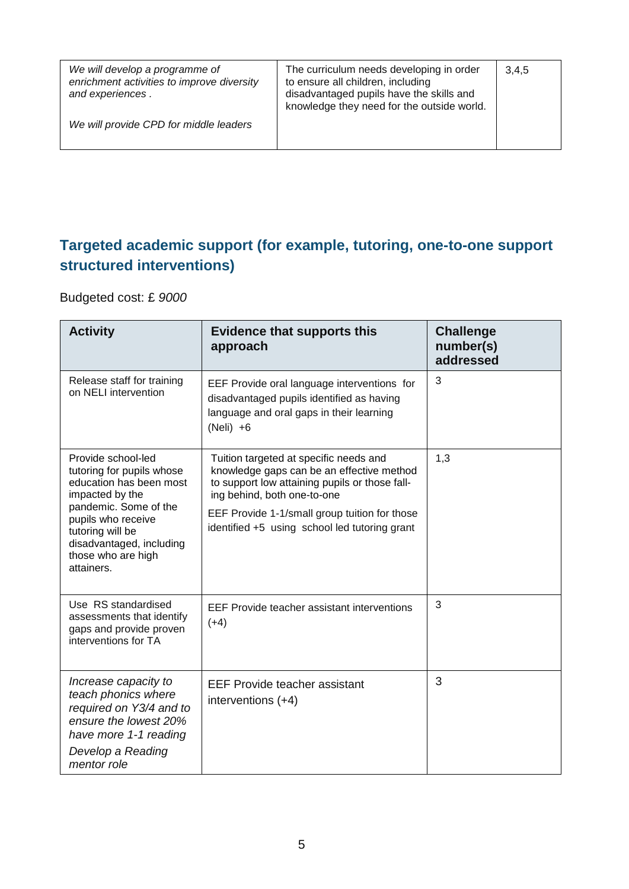| | | |
|---|---|---|
| *We will develop a programme of enrichment activities to improve diversity and experiences .*<br><br>*We will provide CPD for middle leaders* | The curriculum needs developing in order to ensure all children, including disadvantaged pupils have the skills and knowledge they need for the outside world. | 3,4,5 |

## Targeted academic support (for example, tutoring, one-to-one support structured interventions)

Budgeted cost: £ *9000*

| Activity | Evidence that supports this approach | Challenge number(s) addressed |
|---|---|---|
| Release staff for training on NELI intervention | EEF Provide oral language interventions for disadvantaged pupils identified as having language and oral gaps in their learning (Neli) +6 | 3 |
| Provide school-led tutoring for pupils whose education has been most impacted by the pandemic. Some of the pupils who receive tutoring will be disadvantaged, including those who are high attainers. | Tuition targeted at specific needs and knowledge gaps can be an effective method to support low attaining pupils or those falling behind, both one-to-one<br><br>EEF Provide 1-1/small group tuition for those identified +5 using school led tutoring grant | 1,3 |
| Use RS standardised assessments that identify gaps and provide proven interventions for TA | EEF Provide teacher assistant interventions (+4) | 3 |
| *Increase capacity to teach phonics where required on Y3/4 and to ensure the lowest 20% have more 1-1 reading*<br><br>*Develop a Reading mentor role* | EEF Provide teacher assistant interventions (+4) | 3 |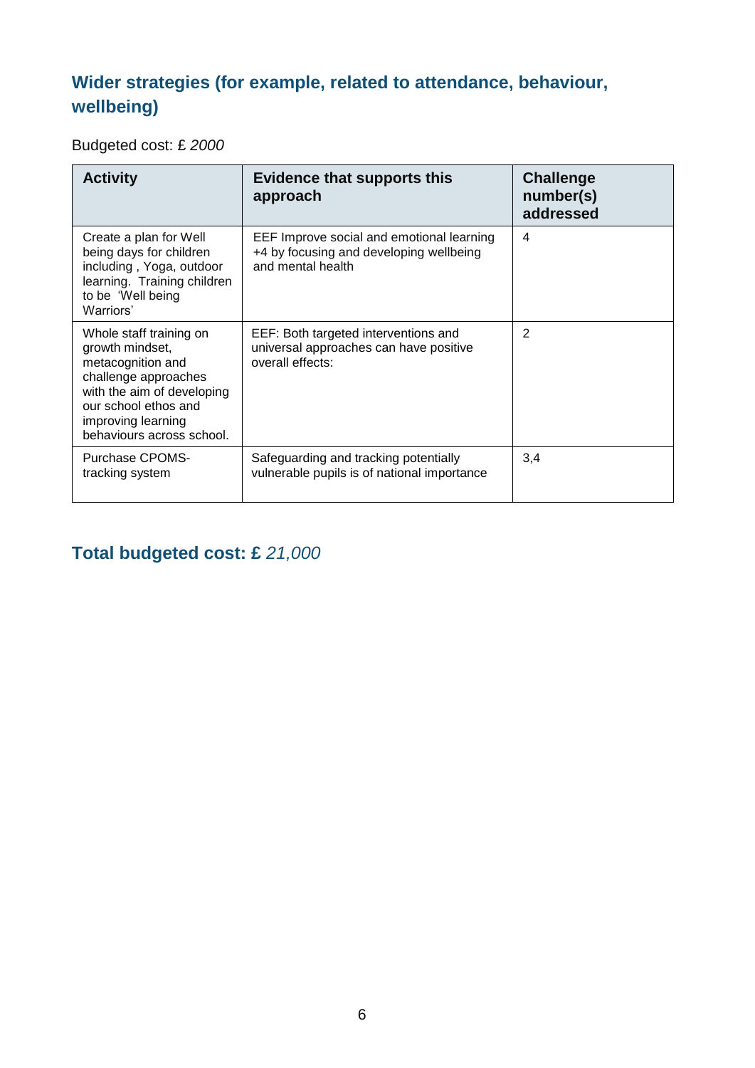## Wider strategies (for example, related to attendance, behaviour, wellbeing)

Budgeted cost: £ *2000*

| Activity | Evidence that supports this approach | Challenge number(s) addressed |
|---|---|---|
| Create a plan for Well being days for children including , Yoga, outdoor learning. Training children to be 'Well being Warriors' | EEF Improve social and emotional learning +4 by focusing and developing wellbeing and mental health | 4 |
| Whole staff training on growth mindset, metacognition and challenge approaches with the aim of developing our school ethos and improving learning behaviours across school. | EEF: Both targeted interventions and universal approaches can have positive overall effects: | 2 |
| Purchase CPOMS-tracking system | Safeguarding and tracking potentially vulnerable pupils is of national importance | 3,4 |

## Total budgeted cost: £ *21,000*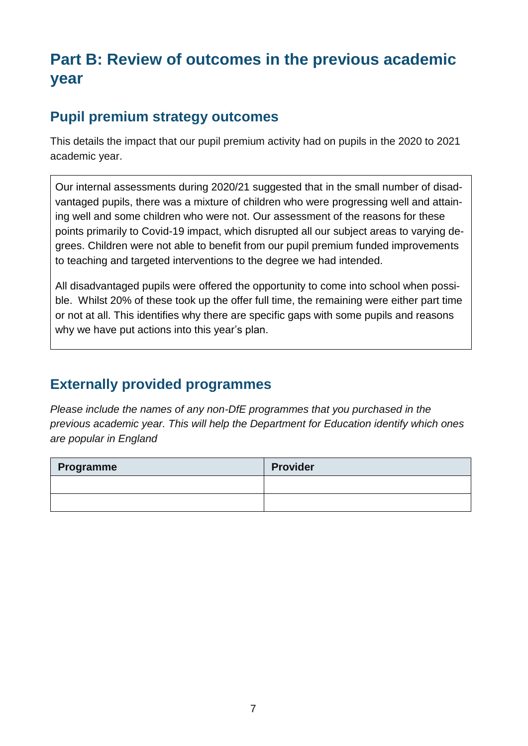# Part B: Review of outcomes in the previous academic year

## Pupil premium strategy outcomes

This details the impact that our pupil premium activity had on pupils in the 2020 to 2021 academic year.

| |
|---|
| Our internal assessments during 2020/21 suggested that in the small number of disadvantaged pupils, there was a mixture of children who were progressing well and attaining well and some children who were not. Our assessment of the reasons for these points primarily to Covid-19 impact, which disrupted all our subject areas to varying degrees. Children were not able to benefit from our pupil premium funded improvements to teaching and targeted interventions to the degree we had intended.<br><br>All disadvantaged pupils were offered the opportunity to come into school when possible. Whilst 20% of these took up the offer full time, the remaining were either part time or not at all. This identifies why there are specific gaps with some pupils and reasons why we have put actions into this year's plan. |

## Externally provided programmes

*Please include the names of any non-DfE programmes that you purchased in the previous academic year. This will help the Department for Education identify which ones are popular in England*

| Programme | Provider |
|---|---|
| | |
| | |